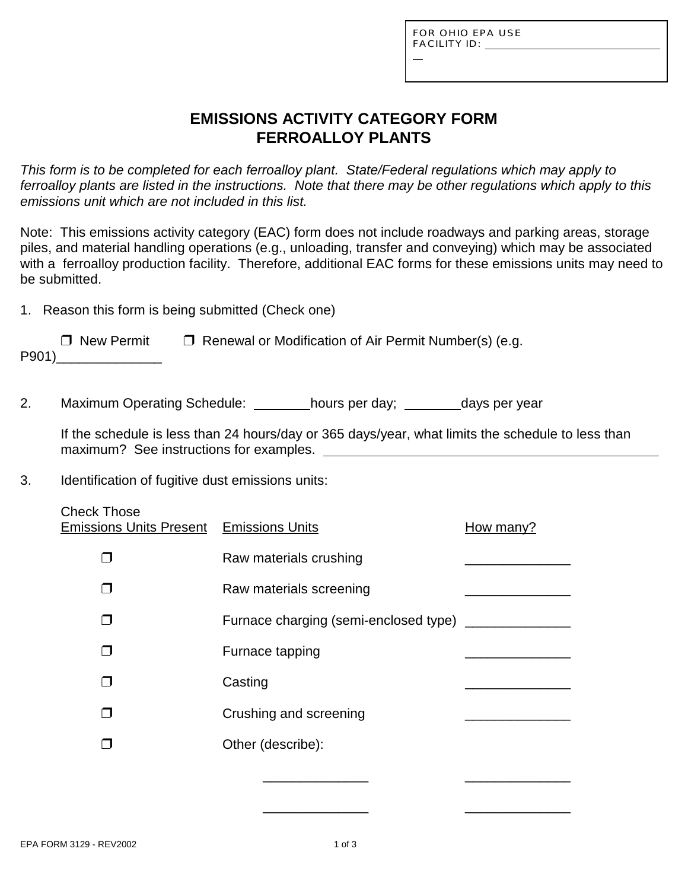FOR OHIO EPA USE
FACILITY ID: ______________________________

# EMISSIONS ACTIVITY CATEGORY FORM
# FERROALLOY PLANTS

*This form is to be completed for each ferroalloy plant. State/Federal regulations which may apply to ferroalloy plants are listed in the instructions. Note that there may be other regulations which apply to this emissions unit which are not included in this list.*

Note: This emissions activity category (EAC) form does not include roadways and parking areas, storage piles, and material handling operations (e.g., unloading, transfer and conveying) which may be associated with a ferroalloy production facility. Therefore, additional EAC forms for these emissions units may need to be submitted.

1. Reason this form is being submitted (Check one)

   ❒ New Permit    ❒ Renewal or Modification of Air Permit Number(s) (e.g. P901)______________

2. Maximum Operating Schedule: ________hours per day; ________days per year

   If the schedule is less than 24 hours/day or 365 days/year, what limits the schedule to less than maximum? See instructions for examples. ______________________________________________

3. Identification of fugitive dust emissions units:

| Check Those Emissions Units Present | Emissions Units | How many? |
|---|---|---|
| ❒ | Raw materials crushing | ______________ |
| ❒ | Raw materials screening | ______________ |
| ❒ | Furnace charging (semi-enclosed type) | ______________ |
| ❒ | Furnace tapping | ______________ |
| ❒ | Casting | ______________ |
| ❒ | Crushing and screening | ______________ |
| ❒ | Other (describe): | |
| | ______________ | ______________ |
| | ______________ | ______________ |

EPA FORM 3129 - REV2002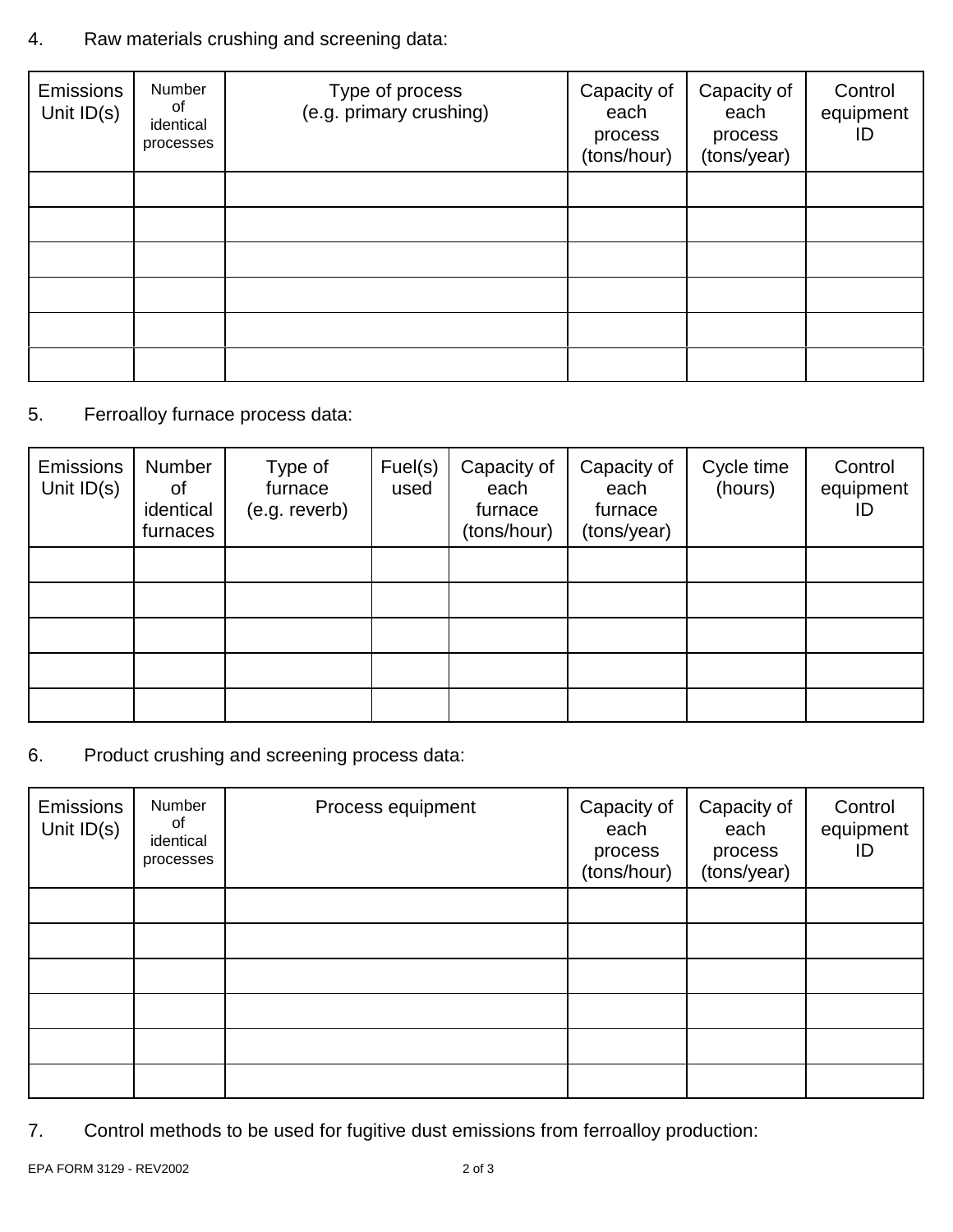4. Raw materials crushing and screening data:

| Emissions Unit ID(s) | Number of identical processes | Type of process (e.g. primary crushing) | Capacity of each process (tons/hour) | Capacity of each process (tons/year) | Control equipment ID |
|---|---|---|---|---|---|
| | | | | | |
| | | | | | |
| | | | | | |
| | | | | | |
| | | | | | |
| | | | | | |

5. Ferroalloy furnace process data:

| Emissions Unit ID(s) | Number of identical furnaces | Type of furnace (e.g. reverb) | Fuel(s) used | Capacity of each furnace (tons/hour) | Capacity of each furnace (tons/year) | Cycle time (hours) | Control equipment ID |
|---|---|---|---|---|---|---|---|
| | | | | | | | |
| | | | | | | | |
| | | | | | | | |
| | | | | | | | |
| | | | | | | | |

6. Product crushing and screening process data:

| Emissions Unit ID(s) | Number of identical processes | Process equipment | Capacity of each process (tons/hour) | Capacity of each process (tons/year) | Control equipment ID |
|---|---|---|---|---|---|
| | | | | | |
| | | | | | |
| | | | | | |
| | | | | | |
| | | | | | |
| | | | | | |

7. Control methods to be used for fugitive dust emissions from ferroalloy production:

EPA FORM 3129 - REV2002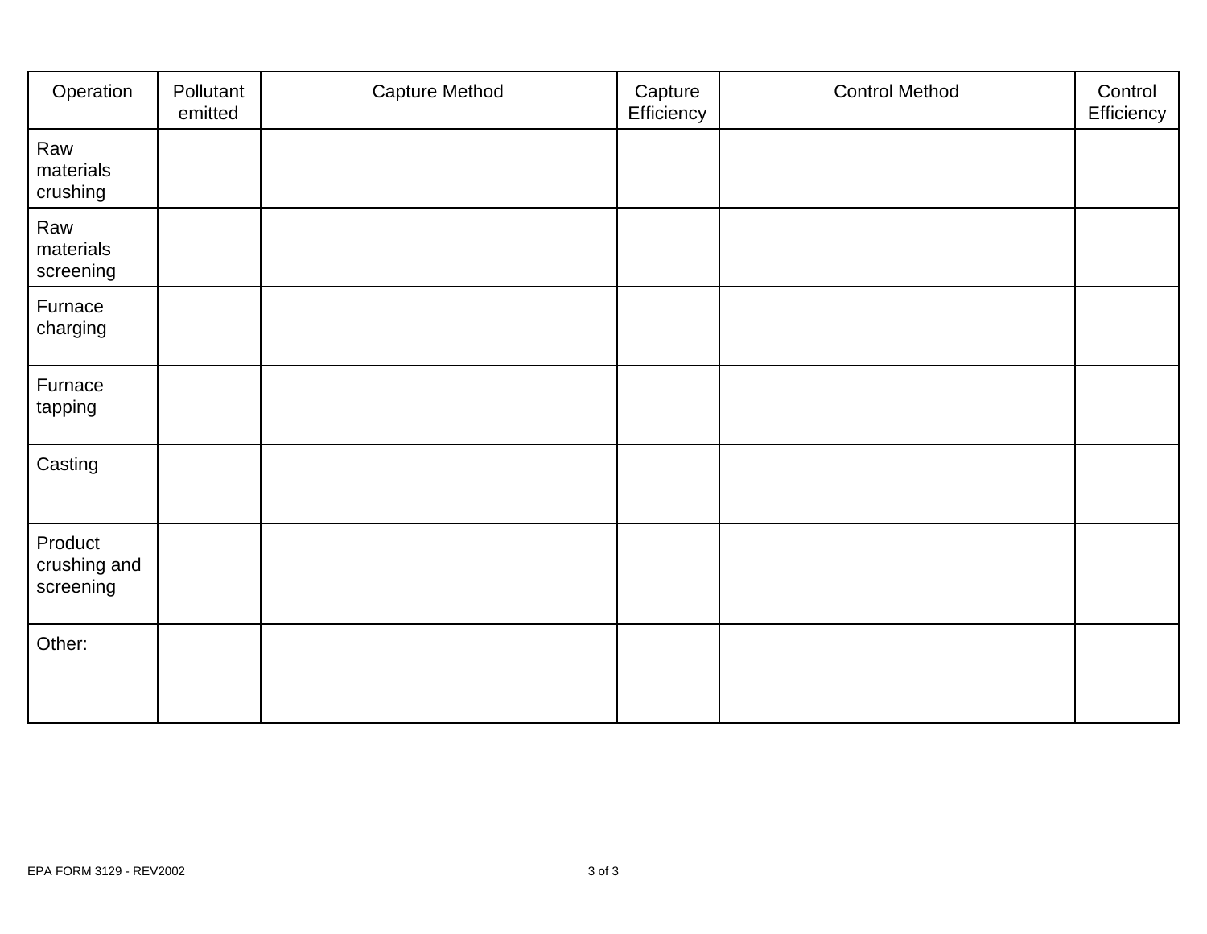| Operation | Pollutant emitted | Capture Method | Capture Efficiency | Control Method | Control Efficiency |
|---|---|---|---|---|---|
| Raw materials crushing | | | | | |
| Raw materials screening | | | | | |
| Furnace charging | | | | | |
| Furnace tapping | | | | | |
| Casting | | | | | |
| Product crushing and screening | | | | | |
| Other: | | | | | |

EPA FORM 3129 - REV2002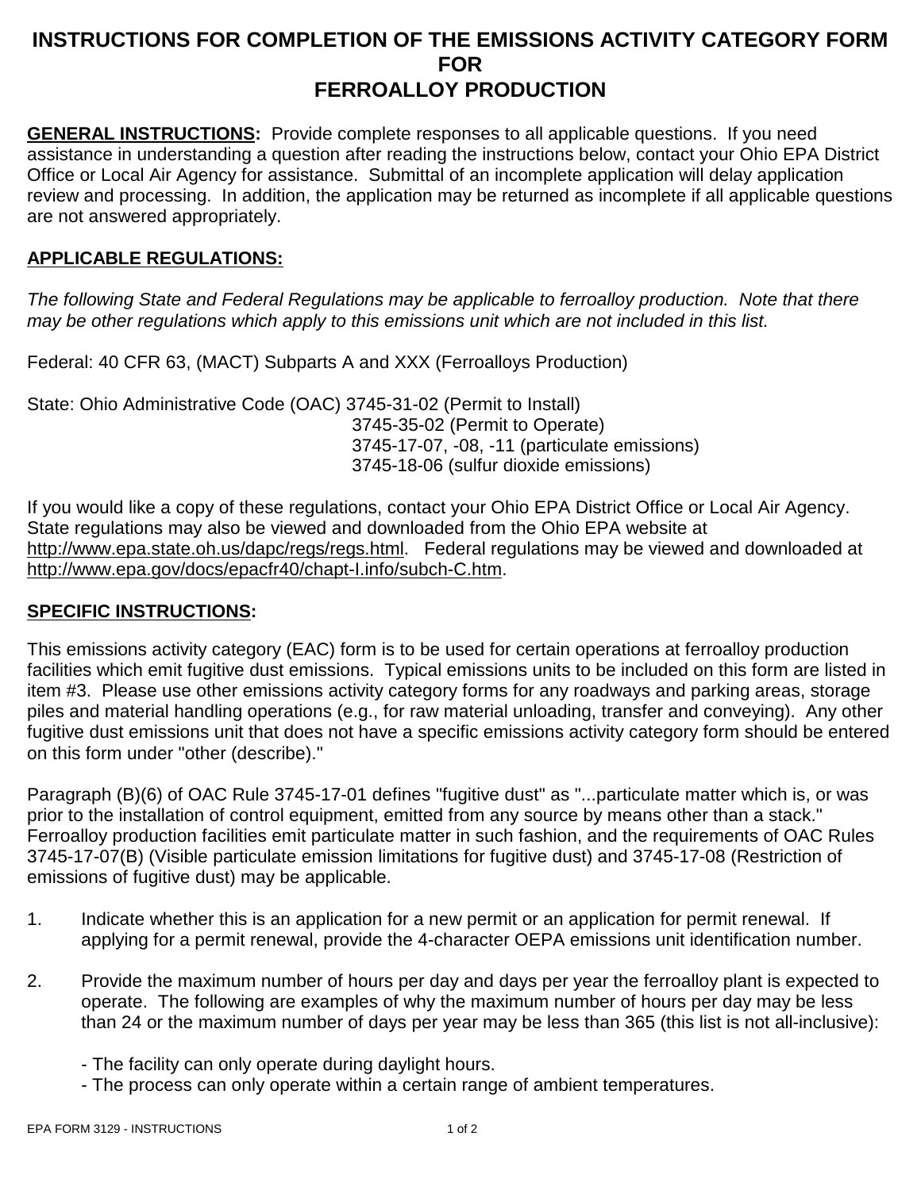# INSTRUCTIONS FOR COMPLETION OF THE EMISSIONS ACTIVITY CATEGORY FORM FOR FERROALLOY PRODUCTION

**GENERAL INSTRUCTIONS:** Provide complete responses to all applicable questions. If you need assistance in understanding a question after reading the instructions below, contact your Ohio EPA District Office or Local Air Agency for assistance. Submittal of an incomplete application will delay application review and processing. In addition, the application may be returned as incomplete if all applicable questions are not answered appropriately.

**APPLICABLE REGULATIONS:**

*The following State and Federal Regulations may be applicable to ferroalloy production. Note that there may be other regulations which apply to this emissions unit which are not included in this list.*

Federal: 40 CFR 63, (MACT) Subparts A and XXX (Ferroalloys Production)

State: Ohio Administrative Code (OAC) 3745-31-02 (Permit to Install)
3745-35-02 (Permit to Operate)
3745-17-07, -08, -11 (particulate emissions)
3745-18-06 (sulfur dioxide emissions)

If you would like a copy of these regulations, contact your Ohio EPA District Office or Local Air Agency. State regulations may also be viewed and downloaded from the Ohio EPA website at http://www.epa.state.oh.us/dapc/regs/regs.html. Federal regulations may be viewed and downloaded at http://www.epa.gov/docs/epacfr40/chapt-I.info/subch-C.htm.

**SPECIFIC INSTRUCTIONS:**

This emissions activity category (EAC) form is to be used for certain operations at ferroalloy production facilities which emit fugitive dust emissions. Typical emissions units to be included on this form are listed in item #3. Please use other emissions activity category forms for any roadways and parking areas, storage piles and material handling operations (e.g., for raw material unloading, transfer and conveying). Any other fugitive dust emissions unit that does not have a specific emissions activity category form should be entered on this form under "other (describe)."

Paragraph (B)(6) of OAC Rule 3745-17-01 defines "fugitive dust" as "...particulate matter which is, or was prior to the installation of control equipment, emitted from any source by means other than a stack." Ferroalloy production facilities emit particulate matter in such fashion, and the requirements of OAC Rules 3745-17-07(B) (Visible particulate emission limitations for fugitive dust) and 3745-17-08 (Restriction of emissions of fugitive dust) may be applicable.

1. Indicate whether this is an application for a new permit or an application for permit renewal. If applying for a permit renewal, provide the 4-character OEPA emissions unit identification number.

2. Provide the maximum number of hours per day and days per year the ferroalloy plant is expected to operate. The following are examples of why the maximum number of hours per day may be less than 24 or the maximum number of days per year may be less than 365 (this list is not all-inclusive):

   - The facility can only operate during daylight hours.
   - The process can only operate within a certain range of ambient temperatures.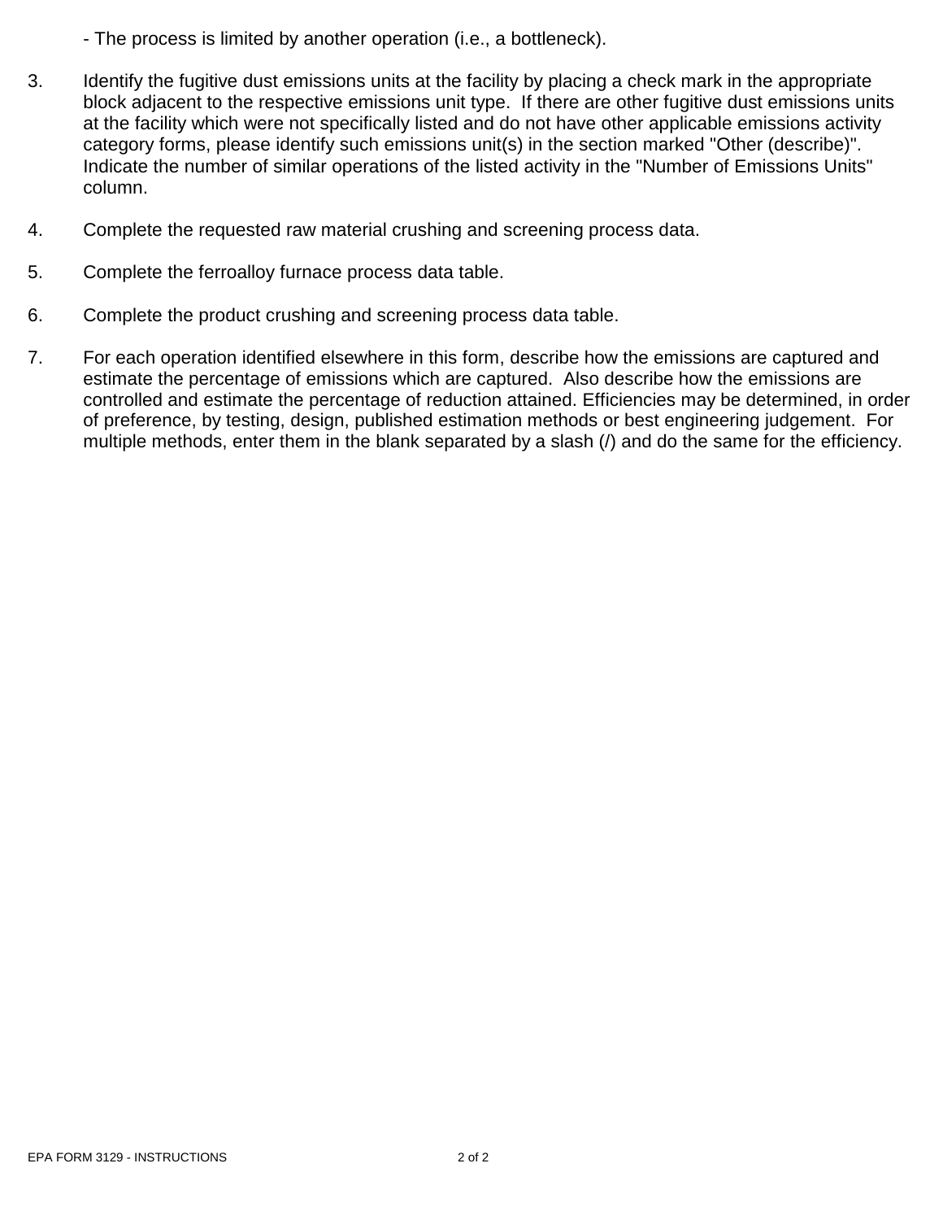- The process is limited by another operation (i.e., a bottleneck).

3. Identify the fugitive dust emissions units at the facility by placing a check mark in the appropriate block adjacent to the respective emissions unit type. If there are other fugitive dust emissions units at the facility which were not specifically listed and do not have other applicable emissions activity category forms, please identify such emissions unit(s) in the section marked "Other (describe)". Indicate the number of similar operations of the listed activity in the "Number of Emissions Units" column.

4. Complete the requested raw material crushing and screening process data.

5. Complete the ferroalloy furnace process data table.

6. Complete the product crushing and screening process data table.

7. For each operation identified elsewhere in this form, describe how the emissions are captured and estimate the percentage of emissions which are captured. Also describe how the emissions are controlled and estimate the percentage of reduction attained. Efficiencies may be determined, in order of preference, by testing, design, published estimation methods or best engineering judgement. For multiple methods, enter them in the blank separated by a slash (/) and do the same for the efficiency.